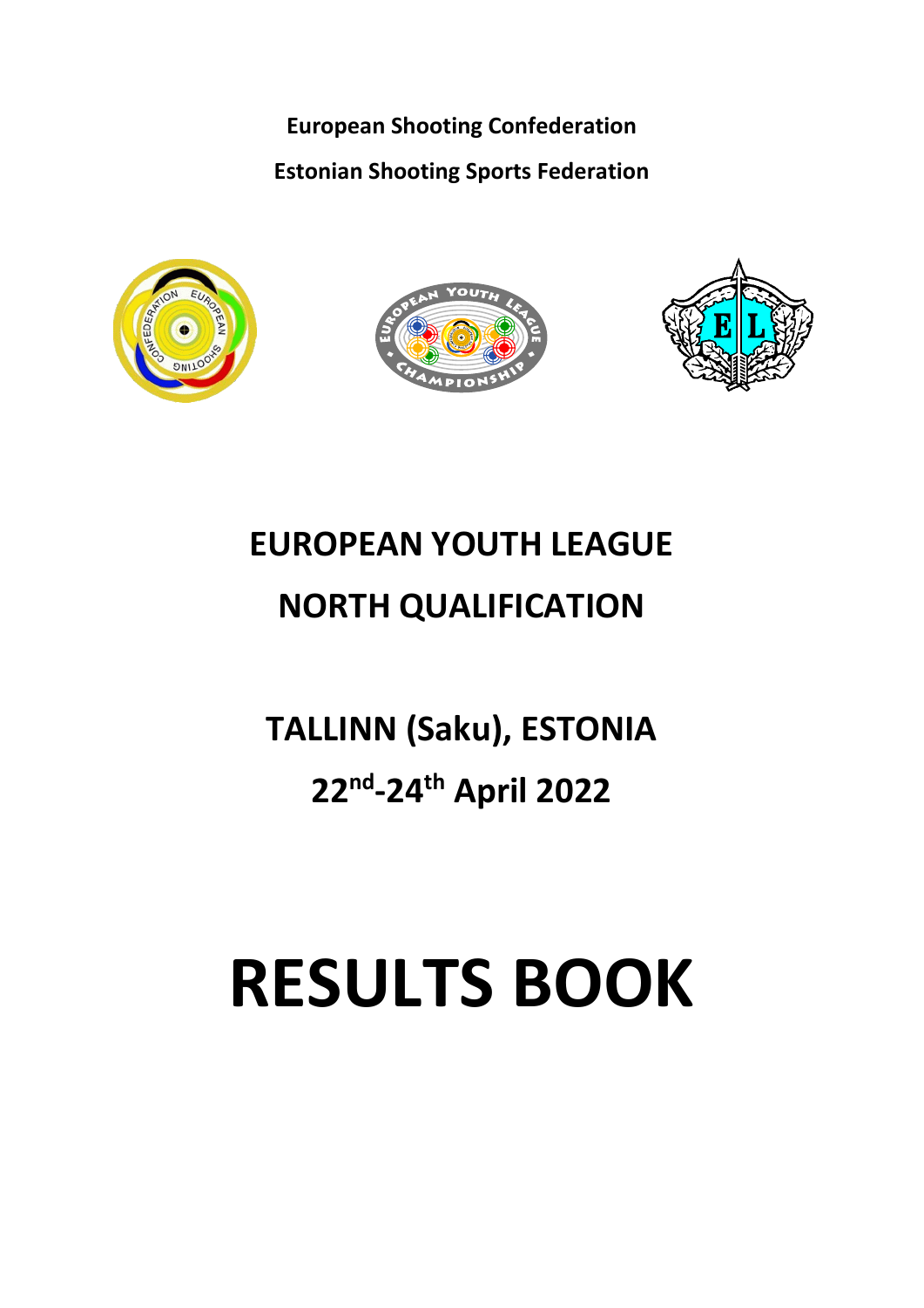**European Shooting Confederation**

**Estonian Shooting Sports Federation**

# EUROPEAN YOUTH LEAGUE

# NORTH QUALIFICATION

## TALLINN (Saku), ESTONIA

## 22nd-24th April 2022

# RESULTS BOOK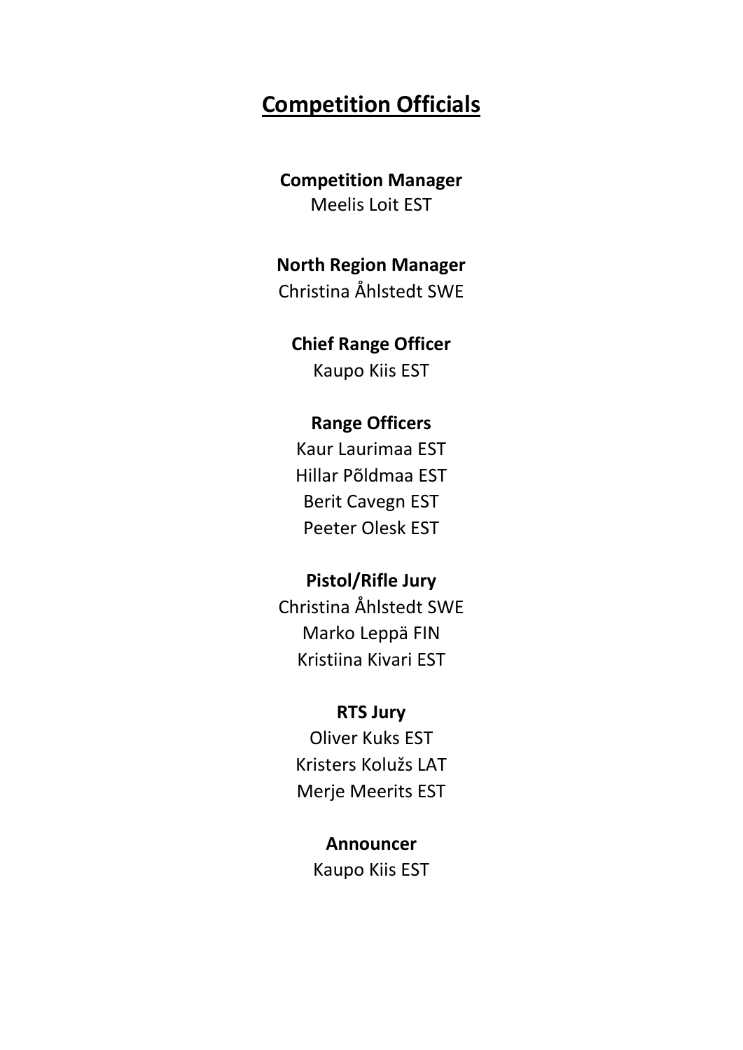# Competition Officials

**Competition Manager**
Meelis Loit EST

**North Region Manager**
Christina Åhlstedt SWE

**Chief Range Officer**
Kaupo Kiis EST

**Range Officers**
Kaur Laurimaa EST
Hillar Põldmaa EST
Berit Cavegn EST
Peeter Olesk EST

**Pistol/Rifle Jury**
Christina Åhlstedt SWE
Marko Leppä FIN
Kristiina Kivari EST

**RTS Jury**
Oliver Kuks EST
Kristers Kolužs LAT
Merje Meerits EST

**Announcer**
Kaupo Kiis EST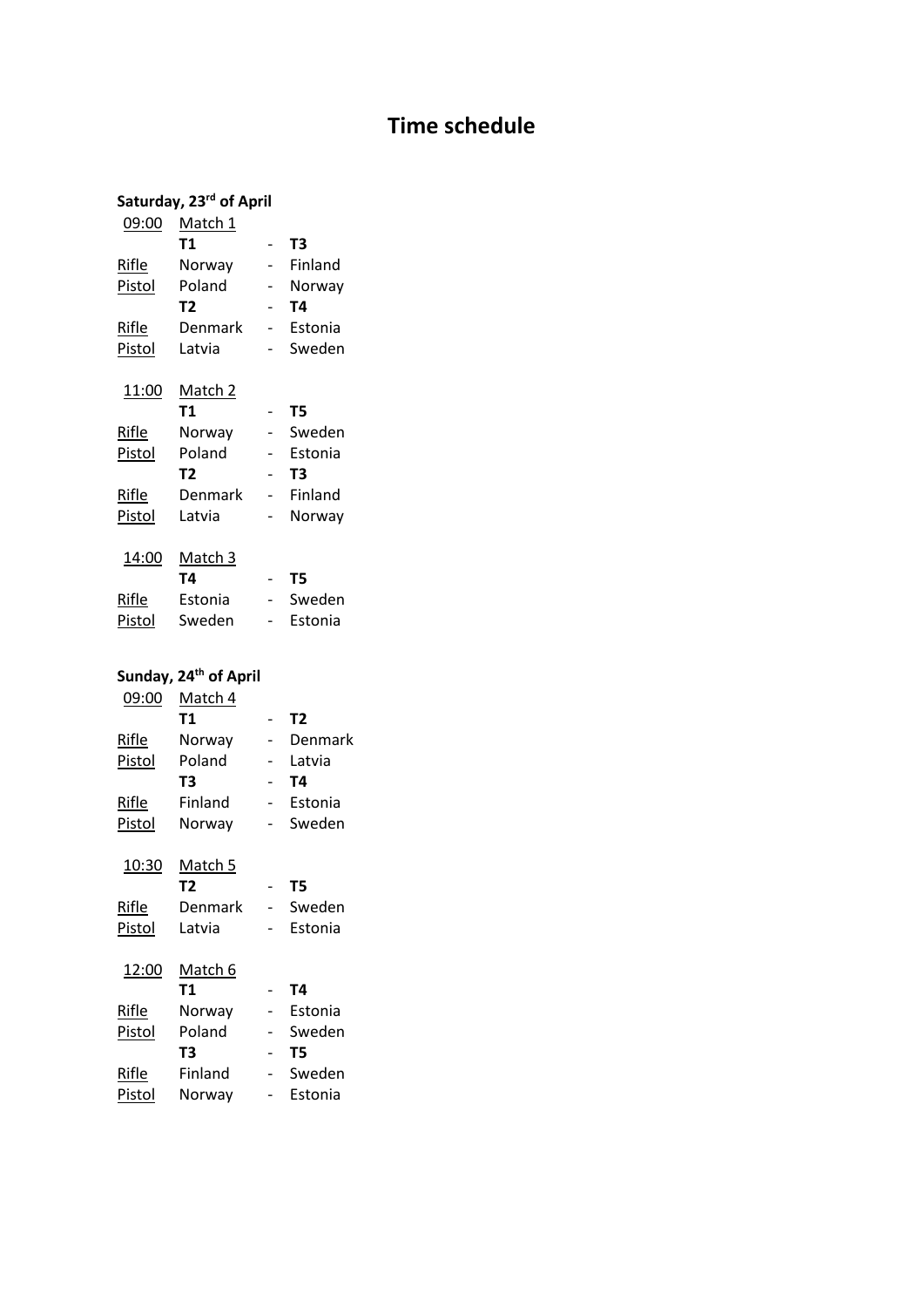# Time schedule

**Saturday, 23rd of April**

| | | | |
|---|---|---|---|
| <u>09:00</u> | <u>Match 1</u> | | |
| | **T1** | - | **T3** |
| <u>Rifle</u> | Norway | - | Finland |
| <u>Pistol</u> | Poland | - | Norway |
| | **T2** | - | **T4** |
| <u>Rifle</u> | Denmark | - | Estonia |
| <u>Pistol</u> | Latvia | - | Sweden |
| | | | |
| <u>11:00</u> | <u>Match 2</u> | | |
| | **T1** | - | **T5** |
| <u>Rifle</u> | Norway | - | Sweden |
| <u>Pistol</u> | Poland | - | Estonia |
| | **T2** | - | **T3** |
| <u>Rifle</u> | Denmark | - | Finland |
| <u>Pistol</u> | Latvia | - | Norway |
| | | | |
| <u>14:00</u> | <u>Match 3</u> | | |
| | **T4** | - | **T5** |
| <u>Rifle</u> | Estonia | - | Sweden |
| <u>Pistol</u> | Sweden | - | Estonia |

**Sunday, 24th of April**

| | | | |
|---|---|---|---|
| <u>09:00</u> | <u>Match 4</u> | | |
| | **T1** | - | **T2** |
| <u>Rifle</u> | Norway | - | Denmark |
| <u>Pistol</u> | Poland | - | Latvia |
| | **T3** | - | **T4** |
| <u>Rifle</u> | Finland | - | Estonia |
| <u>Pistol</u> | Norway | - | Sweden |
| | | | |
| <u>10:30</u> | <u>Match 5</u> | | |
| | **T2** | - | **T5** |
| <u>Rifle</u> | Denmark | - | Sweden |
| <u>Pistol</u> | Latvia | - | Estonia |
| | | | |
| <u>12:00</u> | <u>Match 6</u> | | |
| | **T1** | - | **T4** |
| <u>Rifle</u> | Norway | - | Estonia |
| <u>Pistol</u> | Poland | - | Sweden |
| | **T3** | - | **T5** |
| <u>Rifle</u> | Finland | - | Sweden |
| <u>Pistol</u> | Norway | - | Estonia |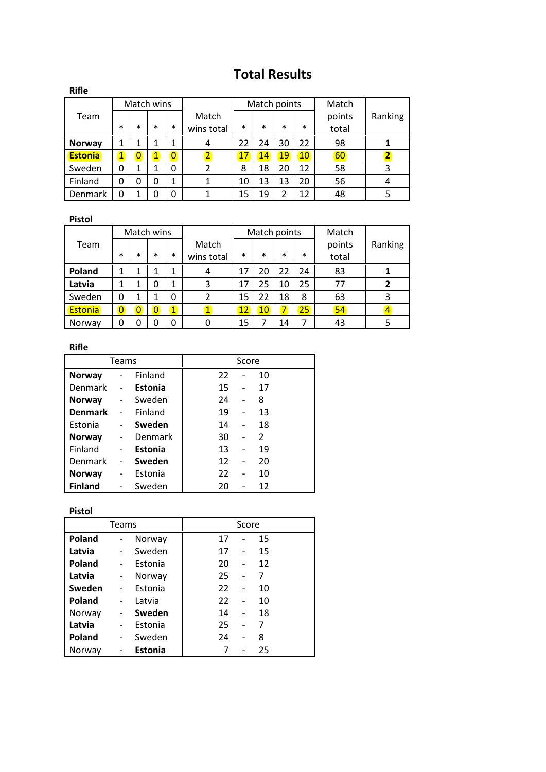# Total Results

**Rifle**

| Team | Match wins | | | | Match wins total | Match points | | | | Match points total | Ranking |
|---|---|---|---|---|---|---|---|---|---|---|---|
| | * | * | * | * | | * | * | * | * | | |
| **Norway** | 1 | 1 | 1 | 1 | 4 | 22 | 24 | 30 | 22 | 98 | **1** |
| **Estonia** | 1 | 0 | 1 | 0 | 2 | 17 | 14 | 19 | 10 | 60 | **2** |
| Sweden | 0 | 1 | 1 | 0 | 2 | 8 | 18 | 20 | 12 | 58 | 3 |
| Finland | 0 | 0 | 0 | 1 | 1 | 10 | 13 | 13 | 20 | 56 | 4 |
| Denmark | 0 | 1 | 0 | 0 | 1 | 15 | 19 | 2 | 12 | 48 | 5 |

**Pistol**

| Team | Match wins | | | | Match wins total | Match points | | | | Match points total | Ranking |
|---|---|---|---|---|---|---|---|---|---|---|---|
| | * | * | * | * | | * | * | * | * | | |
| **Poland** | 1 | 1 | 1 | 1 | 4 | 17 | 20 | 22 | 24 | 83 | **1** |
| **Latvia** | 1 | 1 | 0 | 1 | 3 | 17 | 25 | 10 | 25 | 77 | **2** |
| Sweden | 0 | 1 | 1 | 0 | 2 | 15 | 22 | 18 | 8 | 63 | 3 |
| Estonia | 0 | 0 | 0 | 1 | 1 | 12 | 10 | 7 | 25 | 54 | 4 |
| Norway | 0 | 0 | 0 | 0 | 0 | 15 | 7 | 14 | 7 | 43 | 5 |

**Rifle**

| Teams | | | Score | | |
|---|---|---|---|---|---|
| **Norway** | - | Finland | 22 | - | 10 |
| Denmark | - | **Estonia** | 15 | - | 17 |
| **Norway** | - | Sweden | 24 | - | 8 |
| **Denmark** | - | Finland | 19 | - | 13 |
| Estonia | - | **Sweden** | 14 | - | 18 |
| **Norway** | - | Denmark | 30 | - | 2 |
| Finland | - | **Estonia** | 13 | - | 19 |
| Denmark | - | **Sweden** | 12 | - | 20 |
| **Norway** | - | Estonia | 22 | - | 10 |
| **Finland** | - | Sweden | 20 | - | 12 |

**Pistol**

| Teams | | | Score | | |
|---|---|---|---|---|---|
| **Poland** | - | Norway | 17 | - | 15 |
| **Latvia** | - | Sweden | 17 | - | 15 |
| **Poland** | - | Estonia | 20 | - | 12 |
| **Latvia** | - | Norway | 25 | - | 7 |
| **Sweden** | - | Estonia | 22 | - | 10 |
| **Poland** | - | Latvia | 22 | - | 10 |
| Norway | - | **Sweden** | 14 | - | 18 |
| **Latvia** | - | Estonia | 25 | - | 7 |
| **Poland** | - | Sweden | 24 | - | 8 |
| Norway | - | **Estonia** | 7 | - | 25 |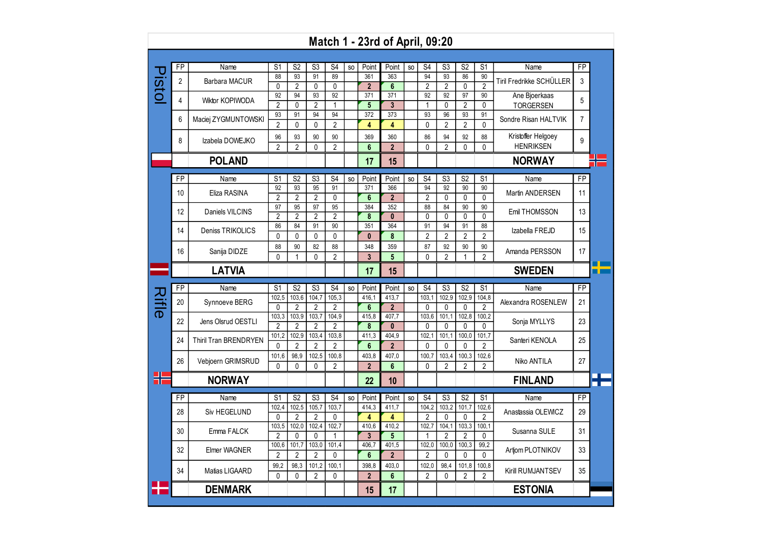# Match 1 - 23rd of April, 09:20

## Pistol

| FP | Name | S1 | S2 | S3 | S4 | so | Point | Point | so | S4 | S3 | S2 | S1 | Name | FP |
|---|---|---|---|---|---|---|---|---|---|---|---|---|---|---|---|
| 2 | Barbara MACUR | 88 | 93 | 91 | 89 | | 361 | 363 | | 94 | 93 | 86 | 90 | Tiril Fredrikke SCHÜLLER | 3 |
| | | 0 | 2 | 0 | 0 | | 2 | 6 | | 2 | 2 | 0 | 2 | | |
| 4 | Wiktor KOPIWODA | 92 | 94 | 93 | 92 | | 371 | 371 | | 92 | 92 | 97 | 90 | Ane Bjoerkaas TORGERSEN | 5 |
| | | 2 | 0 | 2 | 1 | | 5 | 3 | | 1 | 0 | 2 | 0 | | |
| 6 | Maciej ZYGMUNTOWSKI | 93 | 91 | 94 | 94 | | 372 | 373 | | 93 | 96 | 93 | 91 | Sondre Risan HALTVIK | 7 |
| | | 2 | 0 | 0 | 2 | | 4 | 4 | | 0 | 2 | 2 | 0 | | |
| 8 | Izabela DOWEJKO | 96 | 93 | 90 | 90 | | 369 | 360 | | 86 | 94 | 92 | 88 | Kristoffer Helgoey HENRIKSEN | 9 |
| | | 2 | 2 | 0 | 2 | | 6 | 2 | | 0 | 2 | 0 | 0 | | |
| | **POLAND** | | | | | | **17** | **15** | | | | | | **NORWAY** | |

| FP | Name | S1 | S2 | S3 | S4 | so | Point | Point | so | S4 | S3 | S2 | S1 | Name | FP |
|---|---|---|---|---|---|---|---|---|---|---|---|---|---|---|---|
| 10 | Eliza RASINA | 92 | 93 | 95 | 91 | | 371 | 366 | | 94 | 92 | 90 | 90 | Martin ANDERSEN | 11 |
| | | 2 | 2 | 2 | 0 | | 6 | 2 | | 2 | 0 | 0 | 0 | | |
| 12 | Daniels VILCINS | 97 | 95 | 97 | 95 | | 384 | 352 | | 88 | 84 | 90 | 90 | Emil THOMSSON | 13 |
| | | 2 | 2 | 2 | 2 | | 8 | 0 | | 0 | 0 | 0 | 0 | | |
| 14 | Deniss TRIKOLICS | 86 | 84 | 91 | 90 | | 351 | 364 | | 91 | 94 | 91 | 88 | Izabella FREJD | 15 |
| | | 0 | 0 | 0 | 0 | | 0 | 8 | | 2 | 2 | 2 | 2 | | |
| 16 | Sanija DIDZE | 88 | 90 | 82 | 88 | | 348 | 359 | | 87 | 92 | 90 | 90 | Amanda PERSSON | 17 |
| | | 0 | 1 | 0 | 2 | | 3 | 5 | | 0 | 2 | 1 | 2 | | |
| | **LATVIA** | | | | | | **17** | **15** | | | | | | **SWEDEN** | |

## Rifle

| FP | Name | S1 | S2 | S3 | S4 | so | Point | Point | so | S4 | S3 | S2 | S1 | Name | FP |
|---|---|---|---|---|---|---|---|---|---|---|---|---|---|---|---|
| 20 | Synnoeve BERG | 102,5 | 103,6 | 104,7 | 105,3 | | 416,1 | 413,7 | | 103,1 | 102,9 | 102,9 | 104,8 | Alexandra ROSENLEW | 21 |
| | | 0 | 2 | 2 | 2 | | 6 | 2 | | 0 | 0 | 0 | 2 | | |
| 22 | Jens Olsrud OESTLI | 103,3 | 103,9 | 103,7 | 104,9 | | 415,8 | 407,7 | | 103,6 | 101,1 | 102,8 | 100,2 | Sonja MYLLYS | 23 |
| | | 2 | 2 | 2 | 2 | | 8 | 0 | | 0 | 0 | 0 | 0 | | |
| 24 | Thiril Tran BRENDRYEN | 101,2 | 102,9 | 103,4 | 103,8 | | 411,3 | 404,9 | | 102,1 | 101,1 | 100,0 | 101,7 | Santeri KENOLA | 25 |
| | | 0 | 2 | 2 | 2 | | 6 | 2 | | 0 | 0 | 0 | 2 | | |
| 26 | Vebjoern GRIMSRUD | 101,6 | 98,9 | 102,5 | 100,8 | | 403,8 | 407,0 | | 100,7 | 103,4 | 100,3 | 102,6 | Niko ANTILA | 27 |
| | | 0 | 0 | 0 | 2 | | 2 | 6 | | 0 | 2 | 2 | 2 | | |
| | **NORWAY** | | | | | | **22** | **10** | | | | | | **FINLAND** | |

| FP | Name | S1 | S2 | S3 | S4 | so | Point | Point | so | S4 | S3 | S2 | S1 | Name | FP |
|---|---|---|---|---|---|---|---|---|---|---|---|---|---|---|---|
| 28 | Siv HEGELUND | 102,4 | 102,5 | 105,7 | 103,7 | | 414,3 | 411,7 | | 104,2 | 103,2 | 101,7 | 102,6 | Anastassia OLEWICZ | 29 |
| | | 0 | 2 | 2 | 0 | | 4 | 4 | | 2 | 0 | 0 | 2 | | |
| 30 | Emma FALCK | 103,5 | 102,0 | 102,4 | 102,7 | | 410,6 | 410,2 | | 102,7 | 104,1 | 103,3 | 100,1 | Susanna SULE | 31 |
| | | 2 | 0 | 0 | 1 | | 3 | 5 | | 1 | 2 | 2 | 0 | | |
| 32 | Elmer WAGNER | 100,6 | 101,7 | 103,0 | 101,4 | | 406,7 | 401,5 | | 102,0 | 100,0 | 100,3 | 99,2 | Artjom PLOTNIKOV | 33 |
| | | 2 | 2 | 2 | 0 | | 6 | 2 | | 2 | 0 | 0 | 0 | | |
| 34 | Matias LIGAARD | 99,2 | 98,3 | 101,2 | 100,1 | | 398,8 | 403,0 | | 102,0 | 98,4 | 101,8 | 100,8 | Kirill RUMJANTSEV | 35 |
| | | 0 | 0 | 2 | 0 | | 2 | 6 | | 2 | 0 | 2 | 2 | | |
| | **DENMARK** | | | | | | **15** | **17** | | | | | | **ESTONIA** | |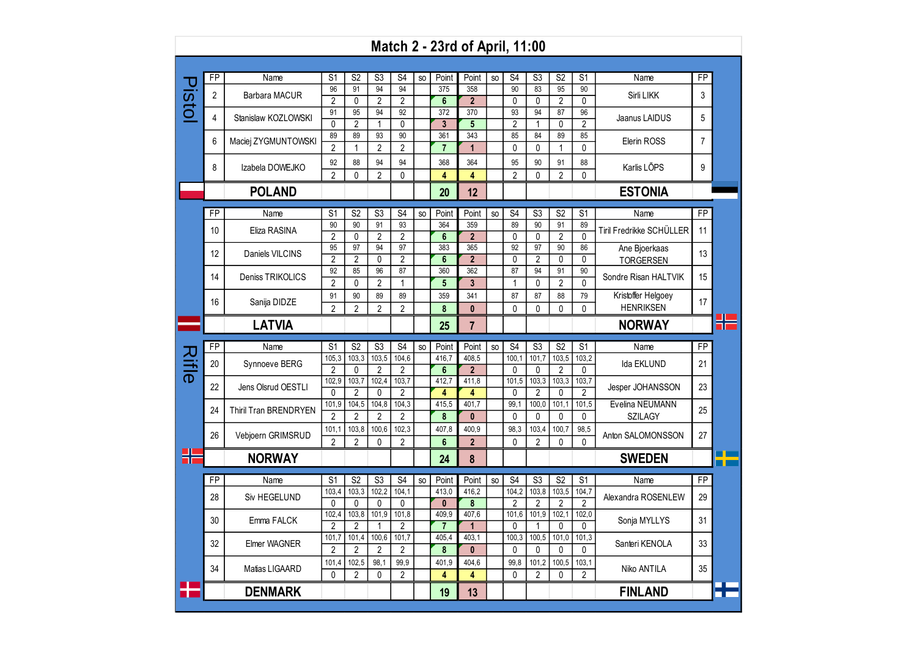# Match 2 - 23rd of April, 11:00

## Pistol

| FP | Name | S1 | S2 | S3 | S4 | so | Point | Point | so | S4 | S3 | S2 | S1 | Name | FP |
|---|---|---|---|---|---|---|---|---|---|---|---|---|---|---|---|
| 2 | Barbara MACUR | 96 | 91 | 94 | 94 | | 375 | 358 | | 90 | 83 | 95 | 90 | Sirli LIKK | 3 |
| | | 2 | 0 | 2 | 2 | | 6 | 2 | | 0 | 0 | 2 | 0 | | |
| 4 | Stanislaw KOZLOWSKI | 91 | 95 | 94 | 92 | | 372 | 370 | | 93 | 94 | 87 | 96 | Jaanus LAIDUS | 5 |
| | | 0 | 2 | 1 | 0 | | 3 | 5 | | 2 | 1 | 0 | 2 | | |
| 6 | Maciej ZYGMUNTOWSKI | 89 | 89 | 93 | 90 | | 361 | 343 | | 85 | 84 | 89 | 85 | Elerin ROSS | 7 |
| | | 2 | 1 | 2 | 2 | | 7 | 1 | | 0 | 0 | 1 | 0 | | |
| 8 | Izabela DOWEJKO | 92 | 88 | 94 | 94 | | 368 | 364 | | 95 | 90 | 91 | 88 | Karlis LÕPS | 9 |
| | | 2 | 0 | 2 | 0 | | 4 | 4 | | 2 | 0 | 2 | 0 | | |
| | **POLAND** | | | | | | **20** | **12** | | | | | | **ESTONIA** | |

| FP | Name | S1 | S2 | S3 | S4 | so | Point | Point | so | S4 | S3 | S2 | S1 | Name | FP |
|---|---|---|---|---|---|---|---|---|---|---|---|---|---|---|---|
| 10 | Eliza RASINA | 90 | 90 | 91 | 93 | | 364 | 359 | | 89 | 90 | 91 | 89 | Tiril Fredrikke SCHÜLLER | 11 |
| | | 2 | 0 | 2 | 2 | | 6 | 2 | | 0 | 0 | 2 | 0 | | |
| 12 | Daniels VILCINS | 95 | 97 | 94 | 97 | | 383 | 365 | | 92 | 97 | 90 | 86 | Ane Bjoerkaas TORGERSEN | 13 |
| | | 2 | 2 | 0 | 2 | | 6 | 2 | | 0 | 2 | 0 | 0 | | |
| 14 | Deniss TRIKOLICS | 92 | 85 | 96 | 87 | | 360 | 362 | | 87 | 94 | 91 | 90 | Sondre Risan HALTVIK | 15 |
| | | 2 | 0 | 2 | 1 | | 5 | 3 | | 1 | 0 | 2 | 0 | | |
| 16 | Sanija DIDZE | 91 | 90 | 89 | 89 | | 359 | 341 | | 87 | 87 | 88 | 79 | Kristoffer Helgoey HENRIKSEN | 17 |
| | | 2 | 2 | 2 | 2 | | 8 | 0 | | 0 | 0 | 0 | 0 | | |
| | **LATVIA** | | | | | | **25** | **7** | | | | | | **NORWAY** | |

## Rifle

| FP | Name | S1 | S2 | S3 | S4 | so | Point | Point | so | S4 | S3 | S2 | S1 | Name | FP |
|---|---|---|---|---|---|---|---|---|---|---|---|---|---|---|---|
| 20 | Synnoeve BERG | 105,3 | 103,3 | 103,5 | 104,6 | | 416,7 | 408,5 | | 100,1 | 101,7 | 103,5 | 103,2 | Ida EKLUND | 21 |
| | | 2 | 0 | 2 | 2 | | 6 | 2 | | 0 | 0 | 2 | 0 | | |
| 22 | Jens Olsrud OESTLI | 102,9 | 103,7 | 102,4 | 103,7 | | 412,7 | 411,8 | | 101,5 | 103,3 | 103,3 | 103,7 | Jesper JOHANSSON | 23 |
| | | 0 | 2 | 0 | 2 | | 4 | 4 | | 0 | 2 | 0 | 2 | | |
| 24 | Thiril Tran BRENDRYEN | 101,9 | 104,5 | 104,8 | 104,3 | | 415,5 | 401,7 | | 99,1 | 100,0 | 101,1 | 101,5 | Evelina NEUMANN SZILAGY | 25 |
| | | 2 | 2 | 2 | 2 | | 8 | 0 | | 0 | 0 | 0 | 0 | | |
| 26 | Vebjoern GRIMSRUD | 101,1 | 103,8 | 100,6 | 102,3 | | 407,8 | 400,9 | | 98,3 | 103,4 | 100,7 | 98,5 | Anton SALOMONSSON | 27 |
| | | 2 | 2 | 0 | 2 | | 6 | 2 | | 0 | 2 | 0 | 0 | | |
| | **NORWAY** | | | | | | **24** | **8** | | | | | | **SWEDEN** | |

| FP | Name | S1 | S2 | S3 | S4 | so | Point | Point | so | S4 | S3 | S2 | S1 | Name | FP |
|---|---|---|---|---|---|---|---|---|---|---|---|---|---|---|---|
| 28 | Siv HEGELUND | 103,4 | 103,3 | 102,2 | 104,1 | | 413,0 | 416,2 | | 104,2 | 103,8 | 103,5 | 104,7 | Alexandra ROSENLEW | 29 |
| | | 0 | 0 | 0 | 0 | | 0 | 8 | | 2 | 2 | 2 | 2 | | |
| 30 | Emma FALCK | 102,4 | 103,8 | 101,9 | 101,8 | | 409,9 | 407,6 | | 101,6 | 101,9 | 102,1 | 102,0 | Sonja MYLLYS | 31 |
| | | 2 | 2 | 1 | 2 | | 7 | 1 | | 0 | 1 | 0 | 0 | | |
| 32 | Elmer WAGNER | 101,7 | 101,4 | 100,6 | 101,7 | | 405,4 | 403,1 | | 100,3 | 100,5 | 101,0 | 101,3 | Santeri KENOLA | 33 |
| | | 2 | 2 | 2 | 2 | | 8 | 0 | | 0 | 0 | 0 | 0 | | |
| 34 | Matias LIGAARD | 101,4 | 102,5 | 98,1 | 99,9 | | 401,9 | 404,6 | | 99,8 | 101,2 | 100,5 | 103,1 | Niko ANTILA | 35 |
| | | 0 | 2 | 0 | 2 | | 4 | 4 | | 0 | 2 | 0 | 2 | | |
| | **DENMARK** | | | | | | **19** | **13** | | | | | | **FINLAND** | |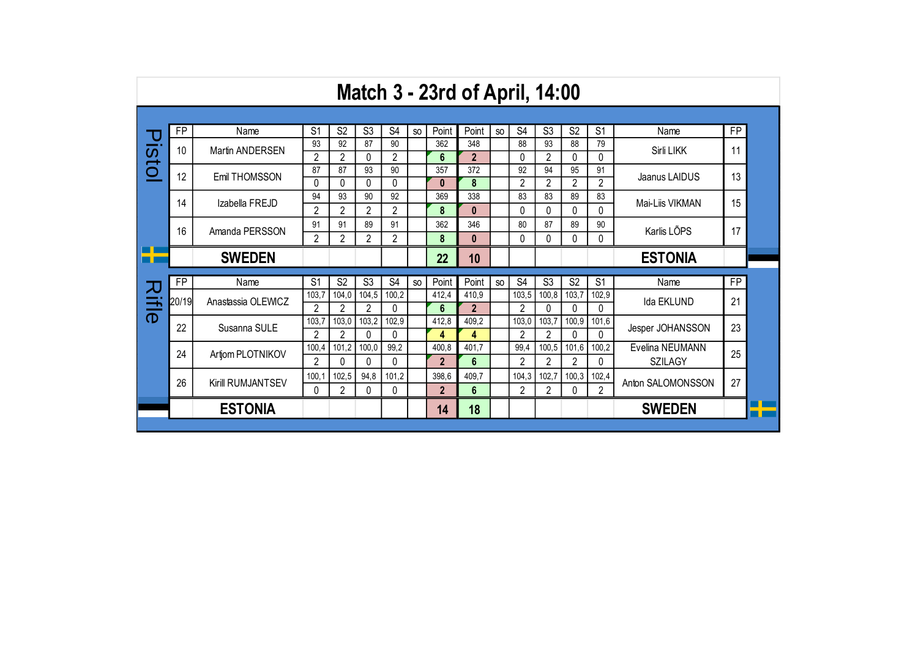# Match 3 - 23rd of April, 14:00

## Pistol

| FP | Name | S1 | S2 | S3 | S4 | so | Point | Point | so | S4 | S3 | S2 | S1 | Name | FP |
|---|---|---|---|---|---|---|---|---|---|---|---|---|---|---|---|
| 10 | Martin ANDERSEN | 93 | 92 | 87 | 90 | | 362 | 348 | | 88 | 93 | 88 | 79 | Sirli LIKK | 11 |
| | | 2 | 2 | 0 | 2 | | 6 | 2 | | 0 | 2 | 0 | 0 | | |
| 12 | Emil THOMSSON | 87 | 87 | 93 | 90 | | 357 | 372 | | 92 | 94 | 95 | 91 | Jaanus LAIDUS | 13 |
| | | 0 | 0 | 0 | 0 | | 0 | 8 | | 2 | 2 | 2 | 2 | | |
| 14 | Izabella FREJD | 94 | 93 | 90 | 92 | | 369 | 338 | | 83 | 83 | 89 | 83 | Mai-Liis VIKMAN | 15 |
| | | 2 | 2 | 2 | 2 | | 8 | 0 | | 0 | 0 | 0 | 0 | | |
| 16 | Amanda PERSSON | 91 | 91 | 89 | 91 | | 362 | 346 | | 80 | 87 | 89 | 90 | Karlis LÕPS | 17 |
| | | 2 | 2 | 2 | 2 | | 8 | 0 | | 0 | 0 | 0 | 0 | | |
| | **SWEDEN** | | | | | | **22** | **10** | | | | | | **ESTONIA** | |

## Rifle

| FP | Name | S1 | S2 | S3 | S4 | so | Point | Point | so | S4 | S3 | S2 | S1 | Name | FP |
|---|---|---|---|---|---|---|---|---|---|---|---|---|---|---|---|
| 20/19 | Anastassia OLEWICZ | 103,7 | 104,0 | 104,5 | 100,2 | | 412,4 | 410,9 | | 103,5 | 100,8 | 103,7 | 102,9 | Ida EKLUND | 21 |
| | | 2 | 2 | 2 | 0 | | 6 | 2 | | 2 | 0 | 0 | 0 | | |
| 22 | Susanna SULE | 103,7 | 103,0 | 103,2 | 102,9 | | 412,8 | 409,2 | | 103,0 | 103,7 | 100,9 | 101,6 | Jesper JOHANSSON | 23 |
| | | 2 | 2 | 0 | 0 | | 4 | 4 | | 2 | 2 | 0 | 0 | | |
| 24 | Artjom PLOTNIKOV | 100,4 | 101,2 | 100,0 | 99,2 | | 400,8 | 401,7 | | 99,4 | 100,5 | 101,6 | 100,2 | Evelina NEUMANN SZILAGY | 25 |
| | | 2 | 0 | 0 | 0 | | 2 | 6 | | 2 | 2 | 2 | 0 | | |
| 26 | Kirill RUMJANTSEV | 100,1 | 102,5 | 94,8 | 101,2 | | 398,6 | 409,7 | | 104,3 | 102,7 | 100,3 | 102,4 | Anton SALOMONSSON | 27 |
| | | 0 | 2 | 0 | 0 | | 2 | 6 | | 2 | 2 | 0 | 2 | | |
| | **ESTONIA** | | | | | | **14** | **18** | | | | | | **SWEDEN** | |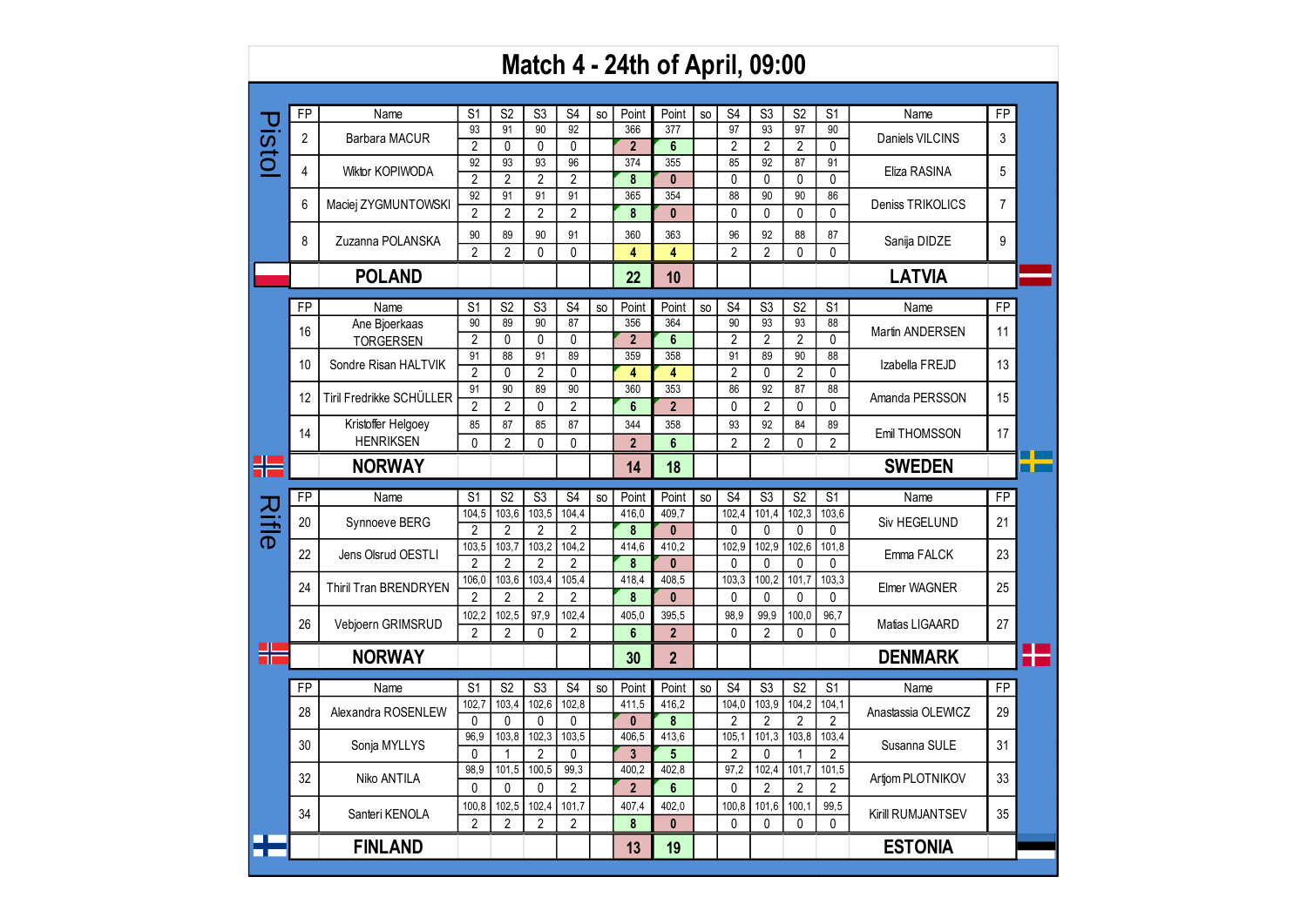# Match 4 - 24th of April, 09:00

## Pistol

| FP | Name | S1 | S2 | S3 | S4 | so | Point | Point | so | S4 | S3 | S2 | S1 | Name | FP |
|---|---|---|---|---|---|---|---|---|---|---|---|---|---|---|---|
| 2 | Barbara MACUR | 93 | 91 | 90 | 92 | | 366 | 377 | | 97 | 93 | 97 | 90 | Daniels VILCINS | 3 |
| | | 2 | 0 | 0 | 0 | | 2 | 6 | | 2 | 2 | 2 | 0 | | |
| 4 | Wiktor KOPIWODA | 92 | 93 | 93 | 96 | | 374 | 355 | | 85 | 92 | 87 | 91 | Eliza RASINA | 5 |
| | | 2 | 2 | 2 | 2 | | 8 | 0 | | 0 | 0 | 0 | 0 | | |
| 6 | Maciej ZYGMUNTOWSKI | 92 | 91 | 91 | 91 | | 365 | 354 | | 88 | 90 | 90 | 86 | Deniss TRIKOLICS | 7 |
| | | 2 | 2 | 2 | 2 | | 8 | 0 | | 0 | 0 | 0 | 0 | | |
| 8 | Zuzanna POLANSKA | 90 | 89 | 90 | 91 | | 360 | 363 | | 96 | 92 | 88 | 87 | Sanija DIDZE | 9 |
| | | 2 | 2 | 0 | 0 | | 4 | 4 | | 2 | 2 | 0 | 0 | | |
| | **POLAND** | | | | | | **22** | **10** | | | | | | **LATVIA** | |

| FP | Name | S1 | S2 | S3 | S4 | so | Point | Point | so | S4 | S3 | S2 | S1 | Name | FP |
|---|---|---|---|---|---|---|---|---|---|---|---|---|---|---|---|
| 16 | Ane Bjoerkaas TORGERSEN | 90 | 89 | 90 | 87 | | 356 | 364 | | 90 | 93 | 93 | 88 | Martin ANDERSEN | 11 |
| | | 2 | 0 | 0 | 0 | | 2 | 6 | | 2 | 2 | 2 | 0 | | |
| 10 | Sondre Risan HALTVIK | 91 | 88 | 91 | 89 | | 359 | 358 | | 91 | 89 | 90 | 88 | Izabella FREJD | 13 |
| | | 2 | 0 | 2 | 0 | | 4 | 4 | | 2 | 0 | 2 | 0 | | |
| 12 | Tiril Fredrikke SCHÜLLER | 91 | 90 | 89 | 90 | | 360 | 353 | | 86 | 92 | 87 | 88 | Amanda PERSSON | 15 |
| | | 2 | 2 | 0 | 2 | | 6 | 2 | | 0 | 2 | 0 | 0 | | |
| 14 | Kristoffer Helgoey HENRIKSEN | 85 | 87 | 85 | 87 | | 344 | 358 | | 93 | 92 | 84 | 89 | Emil THOMSSON | 17 |
| | | 0 | 2 | 0 | 0 | | 2 | 6 | | 2 | 2 | 0 | 2 | | |
| | **NORWAY** | | | | | | **14** | **18** | | | | | | **SWEDEN** | |

## Rifle

| FP | Name | S1 | S2 | S3 | S4 | so | Point | Point | so | S4 | S3 | S2 | S1 | Name | FP |
|---|---|---|---|---|---|---|---|---|---|---|---|---|---|---|---|
| 20 | Synnoeve BERG | 104,5 | 103,6 | 103,5 | 104,4 | | 416,0 | 409,7 | | 102,4 | 101,4 | 102,3 | 103,6 | Siv HEGELUND | 21 |
| | | 2 | 2 | 2 | 2 | | 8 | 0 | | 0 | 0 | 0 | 0 | | |
| 22 | Jens Olsrud OESTLI | 103,5 | 103,7 | 103,2 | 104,2 | | 414,6 | 410,2 | | 102,9 | 102,9 | 102,6 | 101,8 | Emma FALCK | 23 |
| | | 2 | 2 | 2 | 2 | | 8 | 0 | | 0 | 0 | 0 | 0 | | |
| 24 | Thiril Tran BRENDRYEN | 106,0 | 103,6 | 103,4 | 105,4 | | 418,4 | 408,5 | | 103,3 | 100,2 | 101,7 | 103,3 | Elmer WAGNER | 25 |
| | | 2 | 2 | 2 | 2 | | 8 | 0 | | 0 | 0 | 0 | 0 | | |
| 26 | Vebjoern GRIMSRUD | 102,2 | 102,5 | 97,9 | 102,4 | | 405,0 | 395,5 | | 98,9 | 99,9 | 100,0 | 96,7 | Matias LIGAARD | 27 |
| | | 2 | 2 | 0 | 2 | | 6 | 2 | | 0 | 2 | 0 | 0 | | |
| | **NORWAY** | | | | | | **30** | **2** | | | | | | **DENMARK** | |

| FP | Name | S1 | S2 | S3 | S4 | so | Point | Point | so | S4 | S3 | S2 | S1 | Name | FP |
|---|---|---|---|---|---|---|---|---|---|---|---|---|---|---|---|
| 28 | Alexandra ROSENLEW | 102,7 | 103,4 | 102,6 | 102,8 | | 411,5 | 416,2 | | 104,0 | 103,9 | 104,2 | 104,1 | Anastassia OLEWICZ | 29 |
| | | 0 | 0 | 0 | 0 | | 0 | 8 | | 2 | 2 | 2 | 2 | | |
| 30 | Sonja MYLLYS | 96,9 | 103,8 | 102,3 | 103,5 | | 406,5 | 413,6 | | 105,1 | 101,3 | 103,8 | 103,4 | Susanna SULE | 31 |
| | | 0 | 1 | 2 | 0 | | 3 | 5 | | 2 | 0 | 1 | 2 | | |
| 32 | Niko ANTILA | 98,9 | 101,5 | 100,5 | 99,3 | | 400,2 | 402,8 | | 97,2 | 102,4 | 101,7 | 101,5 | Artjom PLOTNIKOV | 33 |
| | | 0 | 0 | 0 | 2 | | 2 | 6 | | 0 | 2 | 2 | 2 | | |
| 34 | Santeri KENOLA | 100,8 | 102,5 | 102,4 | 101,7 | | 407,4 | 402,0 | | 100,8 | 101,6 | 100,1 | 99,5 | Kirill RUMJANTSEV | 35 |
| | | 2 | 2 | 2 | 2 | | 8 | 0 | | 0 | 0 | 0 | 0 | | |
| | **FINLAND** | | | | | | **13** | **19** | | | | | | **ESTONIA** | |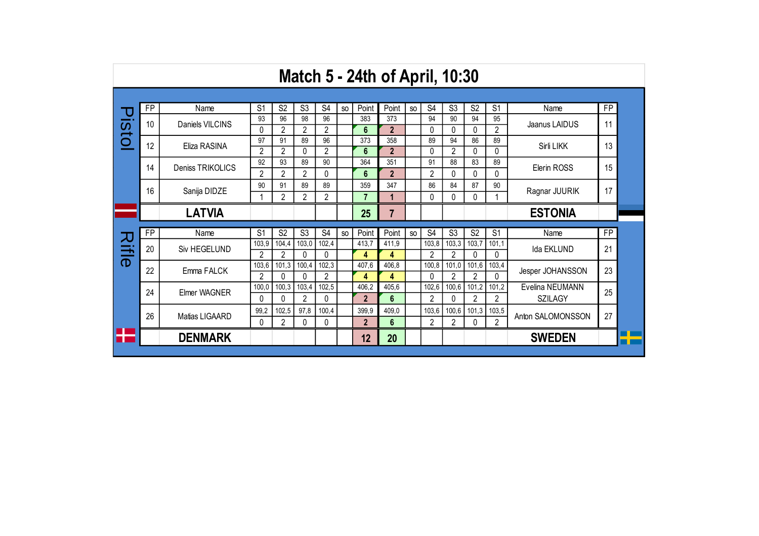# Match 5 - 24th of April, 10:30

## Pistol

| FP | Name | S1 | S2 | S3 | S4 | so | Point | Point | so | S4 | S3 | S2 | S1 | Name | FP |
|---|---|---|---|---|---|---|---|---|---|---|---|---|---|---|---|
| 10 | Daniels VILCINS | 93 | 96 | 98 | 96 | | 383 | 373 | | 94 | 90 | 94 | 95 | Jaanus LAIDUS | 11 |
| | | 0 | 2 | 2 | 2 | | 6 | 2 | | 0 | 0 | 0 | 2 | | |
| 12 | Eliza RASINA | 97 | 91 | 89 | 96 | | 373 | 358 | | 89 | 94 | 86 | 89 | Sirli LIKK | 13 |
| | | 2 | 2 | 0 | 2 | | 6 | 2 | | 0 | 2 | 0 | 0 | | |
| 14 | Deniss TRIKOLICS | 92 | 93 | 89 | 90 | | 364 | 351 | | 91 | 88 | 83 | 89 | Elerin ROSS | 15 |
| | | 2 | 2 | 2 | 0 | | 6 | 2 | | 2 | 0 | 0 | 0 | | |
| 16 | Sanija DIDZE | 90 | 91 | 89 | 89 | | 359 | 347 | | 86 | 84 | 87 | 90 | Ragnar JUURIK | 17 |
| | | 1 | 2 | 2 | 2 | | 7 | 1 | | 0 | 0 | 0 | 1 | | |
| | **LATVIA** | | | | | | **25** | **7** | | | | | | **ESTONIA** | |

## Rifle

| FP | Name | S1 | S2 | S3 | S4 | so | Point | Point | so | S4 | S3 | S2 | S1 | Name | FP |
|---|---|---|---|---|---|---|---|---|---|---|---|---|---|---|---|
| 20 | Siv HEGELUND | 103,9 | 104,4 | 103,0 | 102,4 | | 413,7 | 411,9 | | 103,8 | 103,3 | 103,7 | 101,1 | Ida EKLUND | 21 |
| | | 2 | 2 | 0 | 0 | | 4 | 4 | | 2 | 2 | 0 | 0 | | |
| 22 | Emma FALCK | 103,6 | 101,3 | 100,4 | 102,3 | | 407,6 | 406,8 | | 100,8 | 101,0 | 101,6 | 103,4 | Jesper JOHANSSON | 23 |
| | | 2 | 0 | 0 | 2 | | 4 | 4 | | 0 | 2 | 2 | 0 | | |
| 24 | Elmer WAGNER | 100,0 | 100,3 | 103,4 | 102,5 | | 406,2 | 405,6 | | 102,6 | 100,6 | 101,2 | 101,2 | Evelina NEUMANN SZILAGY | 25 |
| | | 0 | 0 | 2 | 0 | | 2 | 6 | | 2 | 0 | 2 | 2 | | |
| 26 | Matias LIGAARD | 99,2 | 102,5 | 97,8 | 100,4 | | 399,9 | 409,0 | | 103,6 | 100,6 | 101,3 | 103,5 | Anton SALOMONSSON | 27 |
| | | 0 | 2 | 0 | 0 | | 2 | 6 | | 2 | 2 | 0 | 2 | | |
| | **DENMARK** | | | | | | **12** | **20** | | | | | | **SWEDEN** | |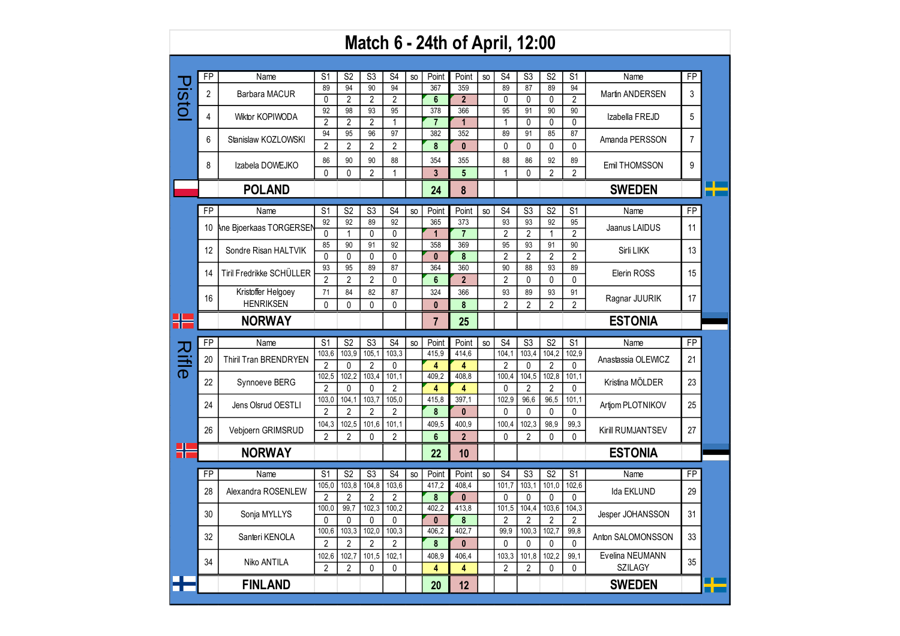# Match 6 - 24th of April, 12:00

## Pistol

| FP | Name | S1 | S2 | S3 | S4 | so | Point | Point | so | S4 | S3 | S2 | S1 | Name | FP |
|---|---|---|---|---|---|---|---|---|---|---|---|---|---|---|---|
| 2 | Barbara MACUR | 89 | 94 | 90 | 94 | | 367 | 359 | | 89 | 87 | 89 | 94 | Martin ANDERSEN | 3 |
| | | 0 | 2 | 2 | 2 | | 6 | 2 | | 0 | 0 | 0 | 2 | | |
| 4 | Wiktor KOPIWODA | 92 | 98 | 93 | 95 | | 378 | 366 | | 95 | 91 | 90 | 90 | Izabella FREJD | 5 |
| | | 2 | 2 | 2 | 1 | | 7 | 1 | | 1 | 0 | 0 | 0 | | |
| 6 | Stanislaw KOZLOWSKI | 94 | 95 | 96 | 97 | | 382 | 352 | | 89 | 91 | 85 | 87 | Amanda PERSSON | 7 |
| | | 2 | 2 | 2 | 2 | | 8 | 0 | | 0 | 0 | 0 | 0 | | |
| 8 | Izabela DOWEJKO | 86 | 90 | 90 | 88 | | 354 | 355 | | 88 | 86 | 92 | 89 | Emil THOMSSON | 9 |
| | | 0 | 0 | 2 | 1 | | 3 | 5 | | 1 | 0 | 2 | 2 | | |
| | **POLAND** | | | | | | **24** | **8** | | | | | | **SWEDEN** | |

| FP | Name | S1 | S2 | S3 | S4 | so | Point | Point | so | S4 | S3 | S2 | S1 | Name | FP |
|---|---|---|---|---|---|---|---|---|---|---|---|---|---|---|---|
| 10 | Ane Bjoerkaas TORGERSEN | 92 | 92 | 89 | 92 | | 365 | 373 | | 93 | 93 | 92 | 95 | Jaanus LAIDUS | 11 |
| | | 0 | 1 | 0 | 0 | | 1 | 7 | | 2 | 2 | 1 | 2 | | |
| 12 | Sondre Risan HALTVIK | 85 | 90 | 91 | 92 | | 358 | 369 | | 95 | 93 | 91 | 90 | Sirli LIKK | 13 |
| | | 0 | 0 | 0 | 0 | | 0 | 8 | | 2 | 2 | 2 | 2 | | |
| 14 | Tiril Fredrikke SCHÜLLER | 93 | 95 | 89 | 87 | | 364 | 360 | | 90 | 88 | 93 | 89 | Elerin ROSS | 15 |
| | | 2 | 2 | 2 | 0 | | 6 | 2 | | 2 | 0 | 0 | 0 | | |
| 16 | Kristoffer Helgoey HENRIKSEN | 71 | 84 | 82 | 87 | | 324 | 366 | | 93 | 89 | 93 | 91 | Ragnar JUURIK | 17 |
| | | 0 | 0 | 0 | 0 | | 0 | 8 | | 2 | 2 | 2 | 2 | | |
| | **NORWAY** | | | | | | **7** | **25** | | | | | | **ESTONIA** | |

## Rifle

| FP | Name | S1 | S2 | S3 | S4 | so | Point | Point | so | S4 | S3 | S2 | S1 | Name | FP |
|---|---|---|---|---|---|---|---|---|---|---|---|---|---|---|---|
| 20 | Thiril Tran BRENDRYEN | 103,6 | 103,9 | 105,1 | 103,3 | | 415,9 | 414,6 | | 104,1 | 103,4 | 104,2 | 102,9 | Anastassia OLEWICZ | 21 |
| | | 2 | 0 | 2 | 0 | | 4 | 4 | | 2 | 0 | 2 | 0 | | |
| 22 | Synnoeve BERG | 102,5 | 102,2 | 103,4 | 101,1 | | 409,2 | 408,8 | | 100,4 | 104,5 | 102,8 | 101,1 | Kristina MÖLDER | 23 |
| | | 2 | 0 | 0 | 2 | | 4 | 4 | | 0 | 2 | 2 | 0 | | |
| 24 | Jens Olsrud OESTLI | 103,0 | 104,1 | 103,7 | 105,0 | | 415,8 | 397,1 | | 102,9 | 96,6 | 96,5 | 101,1 | Artjom PLOTNIKOV | 25 |
| | | 2 | 2 | 2 | 2 | | 8 | 0 | | 0 | 0 | 0 | 0 | | |
| 26 | Vebjoern GRIMSRUD | 104,3 | 102,5 | 101,6 | 101,1 | | 409,5 | 400,9 | | 100,4 | 102,3 | 98,9 | 99,3 | Kirill RUMJANTSEV | 27 |
| | | 2 | 2 | 0 | 2 | | 6 | 2 | | 0 | 2 | 0 | 0 | | |
| | **NORWAY** | | | | | | **22** | **10** | | | | | | **ESTONIA** | |

| FP | Name | S1 | S2 | S3 | S4 | so | Point | Point | so | S4 | S3 | S2 | S1 | Name | FP |
|---|---|---|---|---|---|---|---|---|---|---|---|---|---|---|---|
| 28 | Alexandra ROSENLEW | 105,0 | 103,8 | 104,8 | 103,6 | | 417,2 | 408,4 | | 101,7 | 103,1 | 101,0 | 102,6 | Ida EKLUND | 29 |
| | | 2 | 2 | 2 | 2 | | 8 | 0 | | 0 | 0 | 0 | 0 | | |
| 30 | Sonja MYLLYS | 100,0 | 99,7 | 102,3 | 100,2 | | 402,2 | 413,8 | | 101,5 | 104,4 | 103,6 | 104,3 | Jesper JOHANSSON | 31 |
| | | 0 | 0 | 0 | 0 | | 0 | 8 | | 2 | 2 | 2 | 2 | | |
| 32 | Santeri KENOLA | 100,6 | 103,3 | 102,0 | 100,3 | | 406,2 | 402,7 | | 99,9 | 100,3 | 102,7 | 99,8 | Anton SALOMONSSON | 33 |
| | | 2 | 2 | 2 | 2 | | 8 | 0 | | 0 | 0 | 0 | 0 | | |
| 34 | Niko ANTILA | 102,6 | 102,7 | 101,5 | 102,1 | | 408,9 | 406,4 | | 103,3 | 101,8 | 102,2 | 99,1 | Evelina NEUMANN SZILAGY | 35 |
| | | 2 | 2 | 0 | 0 | | 4 | 4 | | 2 | 2 | 0 | 0 | | |
| | **FINLAND** | | | | | | **20** | **12** | | | | | | **SWEDEN** | |